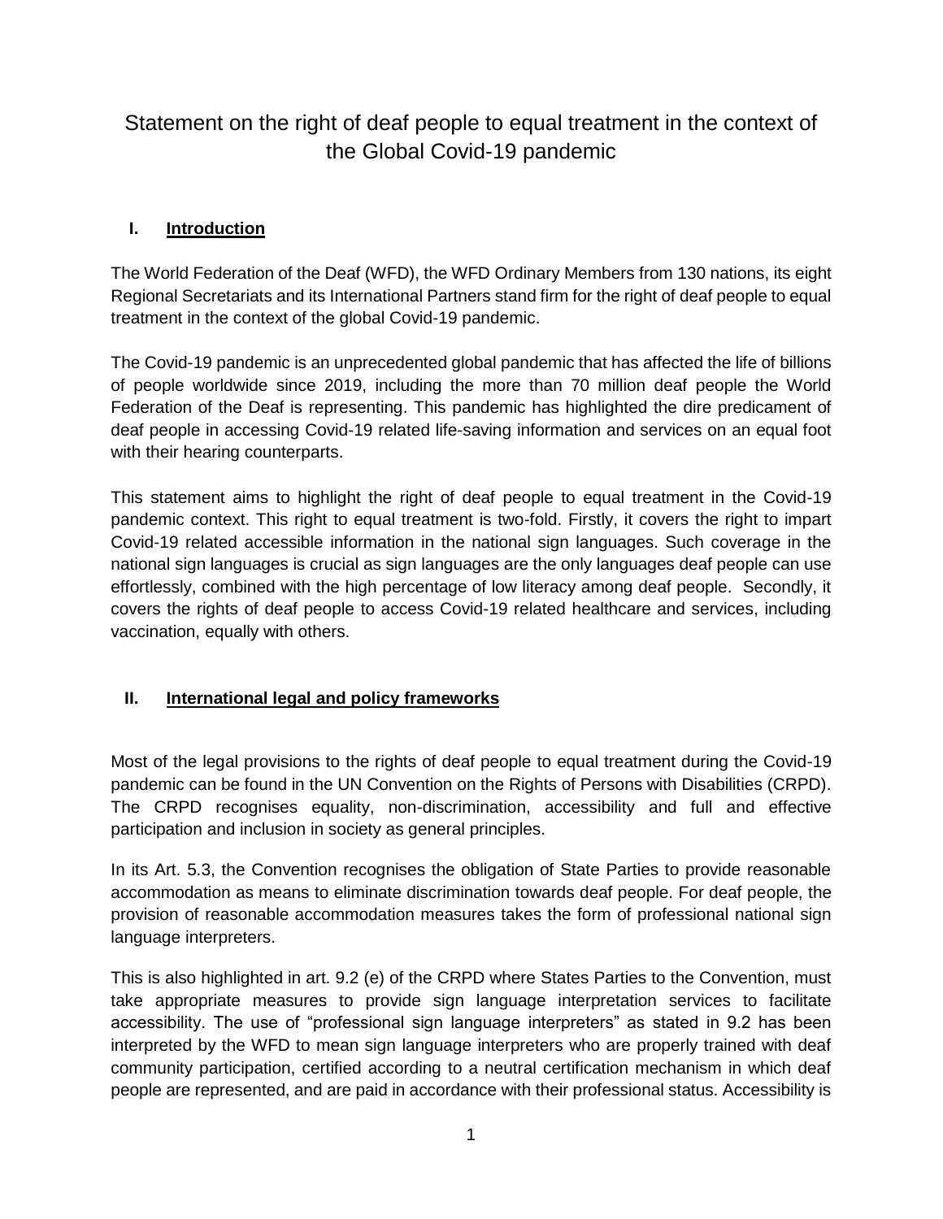# Statement on the right of deaf people to equal treatment in the context of the Global Covid-19 pandemic

## I. Introduction

The World Federation of the Deaf (WFD), the WFD Ordinary Members from 130 nations, its eight Regional Secretariats and its International Partners stand firm for the right of deaf people to equal treatment in the context of the global Covid-19 pandemic.

The Covid-19 pandemic is an unprecedented global pandemic that has affected the life of billions of people worldwide since 2019, including the more than 70 million deaf people the World Federation of the Deaf is representing. This pandemic has highlighted the dire predicament of deaf people in accessing Covid-19 related life-saving information and services on an equal foot with their hearing counterparts.

This statement aims to highlight the right of deaf people to equal treatment in the Covid-19 pandemic context. This right to equal treatment is two-fold. Firstly, it covers the right to impart Covid-19 related accessible information in the national sign languages. Such coverage in the national sign languages is crucial as sign languages are the only languages deaf people can use effortlessly, combined with the high percentage of low literacy among deaf people. Secondly, it covers the rights of deaf people to access Covid-19 related healthcare and services, including vaccination, equally with others.

## II. International legal and policy frameworks

Most of the legal provisions to the rights of deaf people to equal treatment during the Covid-19 pandemic can be found in the UN Convention on the Rights of Persons with Disabilities (CRPD). The CRPD recognises equality, non-discrimination, accessibility and full and effective participation and inclusion in society as general principles.

In its Art. 5.3, the Convention recognises the obligation of State Parties to provide reasonable accommodation as means to eliminate discrimination towards deaf people. For deaf people, the provision of reasonable accommodation measures takes the form of professional national sign language interpreters.

This is also highlighted in art. 9.2 (e) of the CRPD where States Parties to the Convention, must take appropriate measures to provide sign language interpretation services to facilitate accessibility. The use of "professional sign language interpreters" as stated in 9.2 has been interpreted by the WFD to mean sign language interpreters who are properly trained with deaf community participation, certified according to a neutral certification mechanism in which deaf people are represented, and are paid in accordance with their professional status. Accessibility is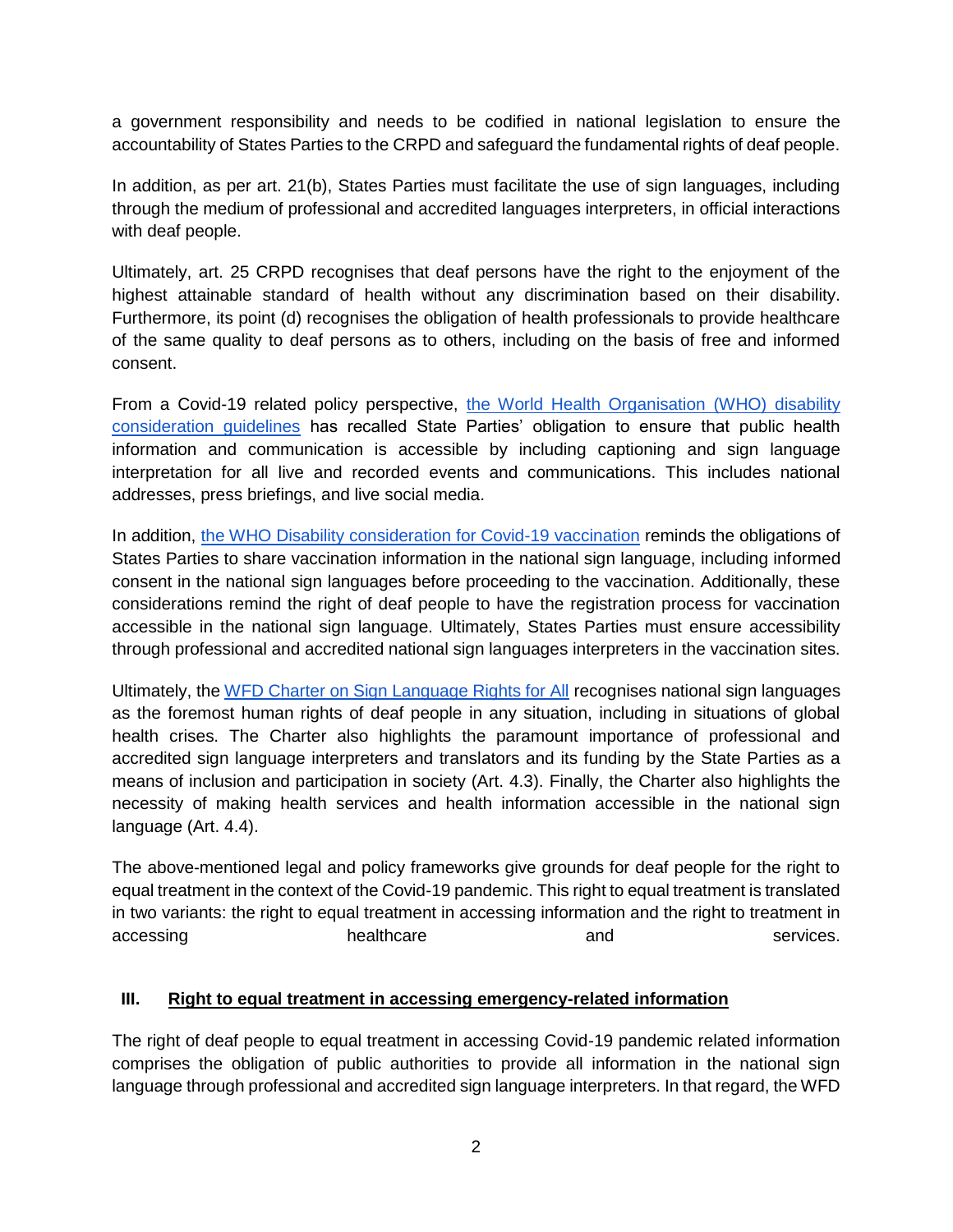a government responsibility and needs to be codified in national legislation to ensure the accountability of States Parties to the CRPD and safeguard the fundamental rights of deaf people.

In addition, as per art. 21(b), States Parties must facilitate the use of sign languages, including through the medium of professional and accredited languages interpreters, in official interactions with deaf people.

Ultimately, art. 25 CRPD recognises that deaf persons have the right to the enjoyment of the highest attainable standard of health without any discrimination based on their disability. Furthermore, its point (d) recognises the obligation of health professionals to provide healthcare of the same quality to deaf persons as to others, including on the basis of free and informed consent.

From a Covid-19 related policy perspective, [the World Health Organisation (WHO) disability consideration guidelines]() has recalled State Parties' obligation to ensure that public health information and communication is accessible by including captioning and sign language interpretation for all live and recorded events and communications. This includes national addresses, press briefings, and live social media.

In addition, [the WHO Disability consideration for Covid-19 vaccination]() reminds the obligations of States Parties to share vaccination information in the national sign language, including informed consent in the national sign languages before proceeding to the vaccination. Additionally, these considerations remind the right of deaf people to have the registration process for vaccination accessible in the national sign language. Ultimately, States Parties must ensure accessibility through professional and accredited national sign languages interpreters in the vaccination sites.

Ultimately, the [WFD Charter on Sign Language Rights for All]() recognises national sign languages as the foremost human rights of deaf people in any situation, including in situations of global health crises. The Charter also highlights the paramount importance of professional and accredited sign language interpreters and translators and its funding by the State Parties as a means of inclusion and participation in society (Art. 4.3). Finally, the Charter also highlights the necessity of making health services and health information accessible in the national sign language (Art. 4.4).

The above-mentioned legal and policy frameworks give grounds for deaf people for the right to equal treatment in the context of the Covid-19 pandemic. This right to equal treatment is translated in two variants: the right to equal treatment in accessing information and the right to treatment in accessing healthcare and services.

## III. <u>Right to equal treatment in accessing emergency-related information</u>

The right of deaf people to equal treatment in accessing Covid-19 pandemic related information comprises the obligation of public authorities to provide all information in the national sign language through professional and accredited sign language interpreters. In that regard, the WFD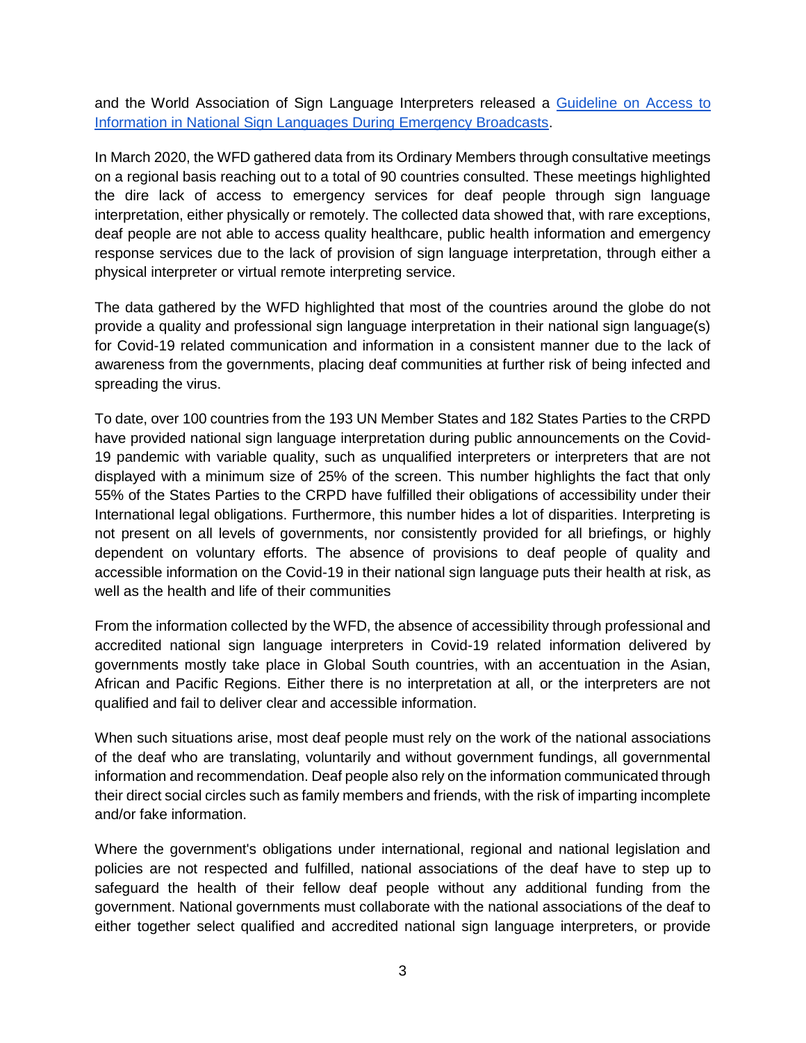and the World Association of Sign Language Interpreters released a [Guideline on Access to Information in National Sign Languages During Emergency Broadcasts](Guideline on Access to Information in National Sign Languages During Emergency Broadcasts).

In March 2020, the WFD gathered data from its Ordinary Members through consultative meetings on a regional basis reaching out to a total of 90 countries consulted. These meetings highlighted the dire lack of access to emergency services for deaf people through sign language interpretation, either physically or remotely. The collected data showed that, with rare exceptions, deaf people are not able to access quality healthcare, public health information and emergency response services due to the lack of provision of sign language interpretation, through either a physical interpreter or virtual remote interpreting service.

The data gathered by the WFD highlighted that most of the countries around the globe do not provide a quality and professional sign language interpretation in their national sign language(s) for Covid-19 related communication and information in a consistent manner due to the lack of awareness from the governments, placing deaf communities at further risk of being infected and spreading the virus.

To date, over 100 countries from the 193 UN Member States and 182 States Parties to the CRPD have provided national sign language interpretation during public announcements on the Covid-19 pandemic with variable quality, such as unqualified interpreters or interpreters that are not displayed with a minimum size of 25% of the screen. This number highlights the fact that only 55% of the States Parties to the CRPD have fulfilled their obligations of accessibility under their International legal obligations. Furthermore, this number hides a lot of disparities. Interpreting is not present on all levels of governments, nor consistently provided for all briefings, or highly dependent on voluntary efforts. The absence of provisions to deaf people of quality and accessible information on the Covid-19 in their national sign language puts their health at risk, as well as the health and life of their communities

From the information collected by the WFD, the absence of accessibility through professional and accredited national sign language interpreters in Covid-19 related information delivered by governments mostly take place in Global South countries, with an accentuation in the Asian, African and Pacific Regions. Either there is no interpretation at all, or the interpreters are not qualified and fail to deliver clear and accessible information.

When such situations arise, most deaf people must rely on the work of the national associations of the deaf who are translating, voluntarily and without government fundings, all governmental information and recommendation. Deaf people also rely on the information communicated through their direct social circles such as family members and friends, with the risk of imparting incomplete and/or fake information.

Where the government's obligations under international, regional and national legislation and policies are not respected and fulfilled, national associations of the deaf have to step up to safeguard the health of their fellow deaf people without any additional funding from the government. National governments must collaborate with the national associations of the deaf to either together select qualified and accredited national sign language interpreters, or provide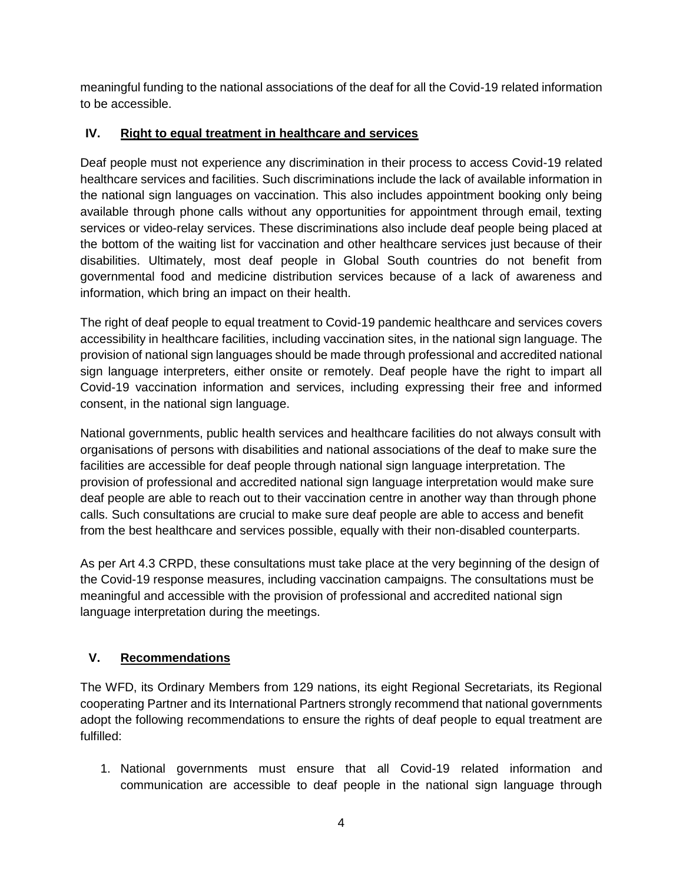meaningful funding to the national associations of the deaf for all the Covid-19 related information to be accessible.

## IV. Right to equal treatment in healthcare and services

Deaf people must not experience any discrimination in their process to access Covid-19 related healthcare services and facilities. Such discriminations include the lack of available information in the national sign languages on vaccination. This also includes appointment booking only being available through phone calls without any opportunities for appointment through email, texting services or video-relay services. These discriminations also include deaf people being placed at the bottom of the waiting list for vaccination and other healthcare services just because of their disabilities. Ultimately, most deaf people in Global South countries do not benefit from governmental food and medicine distribution services because of a lack of awareness and information, which bring an impact on their health.

The right of deaf people to equal treatment to Covid-19 pandemic healthcare and services covers accessibility in healthcare facilities, including vaccination sites, in the national sign language. The provision of national sign languages should be made through professional and accredited national sign language interpreters, either onsite or remotely. Deaf people have the right to impart all Covid-19 vaccination information and services, including expressing their free and informed consent, in the national sign language.

National governments, public health services and healthcare facilities do not always consult with organisations of persons with disabilities and national associations of the deaf to make sure the facilities are accessible for deaf people through national sign language interpretation. The provision of professional and accredited national sign language interpretation would make sure deaf people are able to reach out to their vaccination centre in another way than through phone calls. Such consultations are crucial to make sure deaf people are able to access and benefit from the best healthcare and services possible, equally with their non-disabled counterparts.

As per Art 4.3 CRPD, these consultations must take place at the very beginning of the design of the Covid-19 response measures, including vaccination campaigns. The consultations must be meaningful and accessible with the provision of professional and accredited national sign language interpretation during the meetings.

## V. Recommendations

The WFD, its Ordinary Members from 129 nations, its eight Regional Secretariats, its Regional cooperating Partner and its International Partners strongly recommend that national governments adopt the following recommendations to ensure the rights of deaf people to equal treatment are fulfilled:

1. National governments must ensure that all Covid-19 related information and communication are accessible to deaf people in the national sign language through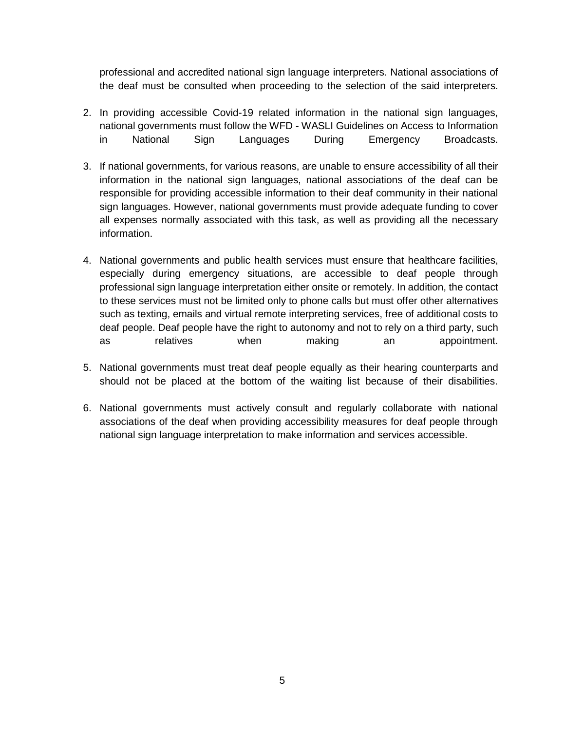professional and accredited national sign language interpreters. National associations of the deaf must be consulted when proceeding to the selection of the said interpreters.

2. In providing accessible Covid-19 related information in the national sign languages, national governments must follow the WFD - WASLI Guidelines on Access to Information in National Sign Languages During Emergency Broadcasts.

3. If national governments, for various reasons, are unable to ensure accessibility of all their information in the national sign languages, national associations of the deaf can be responsible for providing accessible information to their deaf community in their national sign languages. However, national governments must provide adequate funding to cover all expenses normally associated with this task, as well as providing all the necessary information.

4. National governments and public health services must ensure that healthcare facilities, especially during emergency situations, are accessible to deaf people through professional sign language interpretation either onsite or remotely. In addition, the contact to these services must not be limited only to phone calls but must offer other alternatives such as texting, emails and virtual remote interpreting services, free of additional costs to deaf people. Deaf people have the right to autonomy and not to rely on a third party, such as relatives when making an appointment.

5. National governments must treat deaf people equally as their hearing counterparts and should not be placed at the bottom of the waiting list because of their disabilities.

6. National governments must actively consult and regularly collaborate with national associations of the deaf when providing accessibility measures for deaf people through national sign language interpretation to make information and services accessible.